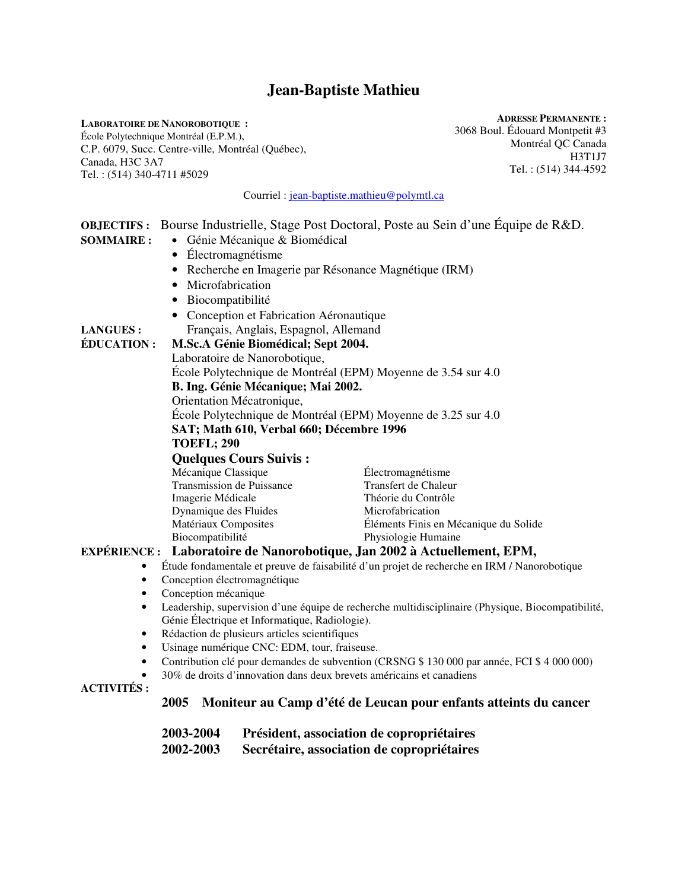# Jean-Baptiste Mathieu

**LABORATOIRE DE NANOROBOTIQUE :**
École Polytechnique Montréal (E.P.M.),
C.P. 6079, Succ. Centre-ville, Montréal (Québec),
Canada, H3C 3A7
Tel. : (514) 340-4711 #5029

**ADRESSE PERMANENTE :**
3068 Boul. Édouard Montpetit #3
Montréal QC Canada
H3T1J7
Tel. : (514) 344-4592

Courriel : jean-baptiste.mathieu@polymtl.ca

**OBJECTIFS :** Bourse Industrielle, Stage Post Doctoral, Poste au Sein d'une Équipe de R&D.

**SOMMAIRE :**

- Génie Mécanique & Biomédical
- Électromagnétisme
- Recherche en Imagerie par Résonance Magnétique (IRM)
- Microfabrication
- Biocompatibilité
- Conception et Fabrication Aéronautique

**LANGUES :** Français, Anglais, Espagnol, Allemand

**ÉDUCATION :**

**M.Sc.A Génie Biomédical; Sept 2004.**
Laboratoire de Nanorobotique,
École Polytechnique de Montréal (EPM) Moyenne de 3.54 sur 4.0

**B. Ing. Génie Mécanique; Mai 2002.**
Orientation Mécatronique,
École Polytechnique de Montréal (EPM) Moyenne de 3.25 sur 4.0

**SAT; Math 610, Verbal 660; Décembre 1996**

**TOEFL; 290**

**Quelques Cours Suivis :**

| | |
|---|---|
| Mécanique Classique | Électromagnétisme |
| Transmission de Puissance | Transfert de Chaleur |
| Imagerie Médicale | Théorie du Contrôle |
| Dynamique des Fluides | Microfabrication |
| Matériaux Composites | Éléments Finis en Mécanique du Solide |
| Biocompatibilité | Physiologie Humaine |

**EXPÉRIENCE : Laboratoire de Nanorobotique, Jan 2002 à Actuellement, EPM,**

- Étude fondamentale et preuve de faisabilité d'un projet de recherche en IRM / Nanorobotique
- Conception électromagnétique
- Conception mécanique
- Leadership, supervision d'une équipe de recherche multidisciplinaire (Physique, Biocompatibilité, Génie Électrique et Informatique, Radiologie).
- Rédaction de plusieurs articles scientifiques
- Usinage numérique CNC: EDM, tour, fraiseuse.
- Contribution clé pour demandes de subvention (CRSNG $ 130 000 par année, FCI $ 4 000 000)
- 30% de droits d'innovation dans deux brevets américains et canadiens

**ACTIVITÉS :**

**2005 Moniteur au Camp d'été de Leucan pour enfants atteints du cancer**

**2003-2004 Président, association de copropriétaires**
**2002-2003 Secrétaire, association de copropriétaires**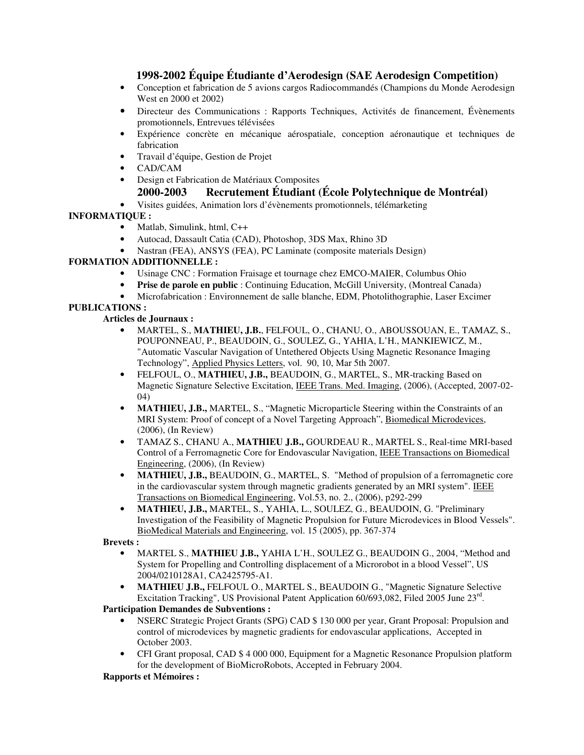### 1998-2002 Équipe Étudiante d'Aerodesign (SAE Aerodesign Competition)

- Conception et fabrication de 5 avions cargos Radiocommandés (Champions du Monde Aerodesign West en 2000 et 2002)
- Directeur des Communications : Rapports Techniques, Activités de financement, Évènements promotionnels, Entrevues télévisées
- Expérience concrète en mécanique aérospatiale, conception aéronautique et techniques de fabrication
- Travail d'équipe, Gestion de Projet
- CAD/CAM
- Design et Fabrication de Matériaux Composites

### 2000-2003 Recrutement Étudiant (École Polytechnique de Montréal)

- Visites guidées, Animation lors d'évènements promotionnels, télémarketing

**INFORMATIQUE :**

- Matlab, Simulink, html, C++
- Autocad, Dassault Catia (CAD), Photoshop, 3DS Max, Rhino 3D
- Nastran (FEA), ANSYS (FEA), PC Laminate (composite materials Design)

**FORMATION ADDITIONNELLE :**

- Usinage CNC : Formation Fraisage et tournage chez EMCO-MAIER, Columbus Ohio
- **Prise de parole en public** : Continuing Education, McGill University, (Montreal Canada)
- Microfabrication : Environnement de salle blanche, EDM, Photolithographie, Laser Excimer

**PUBLICATIONS :**

**Articles de Journaux :**

- MARTEL, S., **MATHIEU, J.B.**, FELFOUL, O., CHANU, O., ABOUSSOUAN, E., TAMAZ, S., POUPONNEAU, P., BEAUDOIN, G., SOULEZ, G., YAHIA, L'H., MANKIEWICZ, M., "Automatic Vascular Navigation of Untethered Objects Using Magnetic Resonance Imaging Technology", Applied Physics Letters, vol. 90, 10, Mar 5th 2007.
- FELFOUL, O., **MATHIEU, J.B.,** BEAUDOIN, G., MARTEL, S., MR-tracking Based on Magnetic Signature Selective Excitation, IEEE Trans. Med. Imaging, (2006), (Accepted, 2007-02-04)
- **MATHIEU, J.B.,** MARTEL, S., "Magnetic Microparticle Steering within the Constraints of an MRI System: Proof of concept of a Novel Targeting Approach", Biomedical Microdevices, (2006), (In Review)
- TAMAZ S., CHANU A., **MATHIEU J.B.,** GOURDEAU R., MARTEL S., Real-time MRI-based Control of a Ferromagnetic Core for Endovascular Navigation, IEEE Transactions on Biomedical Engineering, (2006), (In Review)
- **MATHIEU, J.B.,** BEAUDOIN, G., MARTEL, S. "Method of propulsion of a ferromagnetic core in the cardiovascular system through magnetic gradients generated by an MRI system". IEEE Transactions on Biomedical Engineering, Vol.53, no. 2., (2006), p292-299
- **MATHIEU, J.B.,** MARTEL, S., YAHIA, L., SOULEZ, G., BEAUDOIN, G. "Preliminary Investigation of the Feasibility of Magnetic Propulsion for Future Microdevices in Blood Vessels". BioMedical Materials and Engineering, vol. 15 (2005), pp. 367-374

**Brevets :**

- MARTEL S., **MATHIEU J.B.,** YAHIA L'H., SOULEZ G., BEAUDOIN G., 2004, "Method and System for Propelling and Controlling displacement of a Microrobot in a blood Vessel", US 2004/0210128A1, CA2425795-A1.
- **MATHIEU J.B.,** FELFOUL O., MARTEL S., BEAUDOIN G., "Magnetic Signature Selective Excitation Tracking", US Provisional Patent Application 60/693,082, Filed 2005 June 23rd.

**Participation Demandes de Subventions :**

- NSERC Strategic Project Grants (SPG) CAD $ 130 000 per year, Grant Proposal: Propulsion and control of microdevices by magnetic gradients for endovascular applications, Accepted in October 2003.
- CFI Grant proposal, CAD $ 4 000 000, Equipment for a Magnetic Resonance Propulsion platform for the development of BioMicroRobots, Accepted in February 2004.

**Rapports et Mémoires :**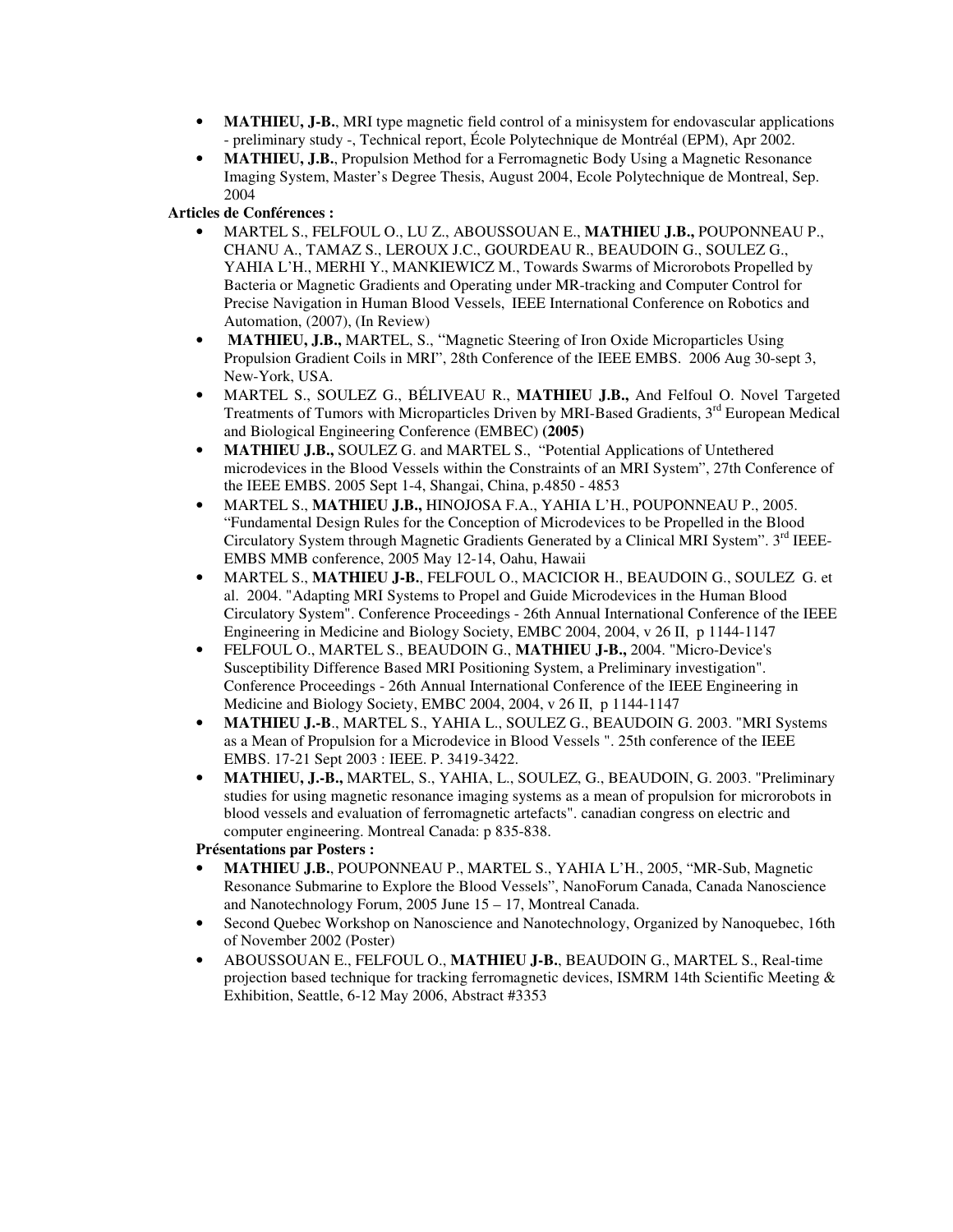- **MATHIEU, J-B.**, MRI type magnetic field control of a minisystem for endovascular applications - preliminary study -, Technical report, École Polytechnique de Montréal (EPM), Apr 2002.
- **MATHIEU, J.B.**, Propulsion Method for a Ferromagnetic Body Using a Magnetic Resonance Imaging System, Master's Degree Thesis, August 2004, Ecole Polytechnique de Montreal, Sep. 2004

**Articles de Conférences :**

- MARTEL S., FELFOUL O., LU Z., ABOUSSOUAN E., **MATHIEU J.B.,** POUPONNEAU P., CHANU A., TAMAZ S., LEROUX J.C., GOURDEAU R., BEAUDOIN G., SOULEZ G., YAHIA L'H., MERHI Y., MANKIEWICZ M., Towards Swarms of Microrobots Propelled by Bacteria or Magnetic Gradients and Operating under MR-tracking and Computer Control for Precise Navigation in Human Blood Vessels, IEEE International Conference on Robotics and Automation, (2007), (In Review)
- **MATHIEU, J.B.,** MARTEL, S., "Magnetic Steering of Iron Oxide Microparticles Using Propulsion Gradient Coils in MRI", 28th Conference of the IEEE EMBS. 2006 Aug 30-sept 3, New-York, USA.
- MARTEL S., SOULEZ G., BÉLIVEAU R., **MATHIEU J.B.,** And Felfoul O. Novel Targeted Treatments of Tumors with Microparticles Driven by MRI-Based Gradients, 3rd European Medical and Biological Engineering Conference (EMBEC) **(2005)**
- **MATHIEU J.B.,** SOULEZ G. and MARTEL S., "Potential Applications of Untethered microdevices in the Blood Vessels within the Constraints of an MRI System", 27th Conference of the IEEE EMBS. 2005 Sept 1-4, Shangai, China, p.4850 - 4853
- MARTEL S., **MATHIEU J.B.,** HINOJOSA F.A., YAHIA L'H., POUPONNEAU P., 2005. "Fundamental Design Rules for the Conception of Microdevices to be Propelled in the Blood Circulatory System through Magnetic Gradients Generated by a Clinical MRI System". 3rd IEEE-EMBS MMB conference, 2005 May 12-14, Oahu, Hawaii
- MARTEL S., **MATHIEU J-B.**, FELFOUL O., MACICIOR H., BEAUDOIN G., SOULEZ G. et al. 2004. "Adapting MRI Systems to Propel and Guide Microdevices in the Human Blood Circulatory System". Conference Proceedings - 26th Annual International Conference of the IEEE Engineering in Medicine and Biology Society, EMBC 2004, 2004, v 26 II, p 1144-1147
- FELFOUL O., MARTEL S., BEAUDOIN G., **MATHIEU J-B.,** 2004. "Micro-Device's Susceptibility Difference Based MRI Positioning System, a Preliminary investigation". Conference Proceedings - 26th Annual International Conference of the IEEE Engineering in Medicine and Biology Society, EMBC 2004, 2004, v 26 II, p 1144-1147
- **MATHIEU J.-B**., MARTEL S., YAHIA L., SOULEZ G., BEAUDOIN G. 2003. "MRI Systems as a Mean of Propulsion for a Microdevice in Blood Vessels ". 25th conference of the IEEE EMBS. 17-21 Sept 2003 : IEEE. P. 3419-3422.
- **MATHIEU, J.-B.,** MARTEL, S., YAHIA, L., SOULEZ, G., BEAUDOIN, G. 2003. "Preliminary studies for using magnetic resonance imaging systems as a mean of propulsion for microrobots in blood vessels and evaluation of ferromagnetic artefacts". canadian congress on electric and computer engineering. Montreal Canada: p 835-838.

**Présentations par Posters :**

- **MATHIEU J.B.**, POUPONNEAU P., MARTEL S., YAHIA L'H., 2005, "MR-Sub, Magnetic Resonance Submarine to Explore the Blood Vessels", NanoForum Canada, Canada Nanoscience and Nanotechnology Forum, 2005 June 15 – 17, Montreal Canada.
- Second Quebec Workshop on Nanoscience and Nanotechnology, Organized by Nanoquebec, 16th of November 2002 (Poster)
- ABOUSSOUAN E., FELFOUL O., **MATHIEU J-B.**, BEAUDOIN G., MARTEL S., Real-time projection based technique for tracking ferromagnetic devices, ISMRM 14th Scientific Meeting & Exhibition, Seattle, 6-12 May 2006, Abstract #3353